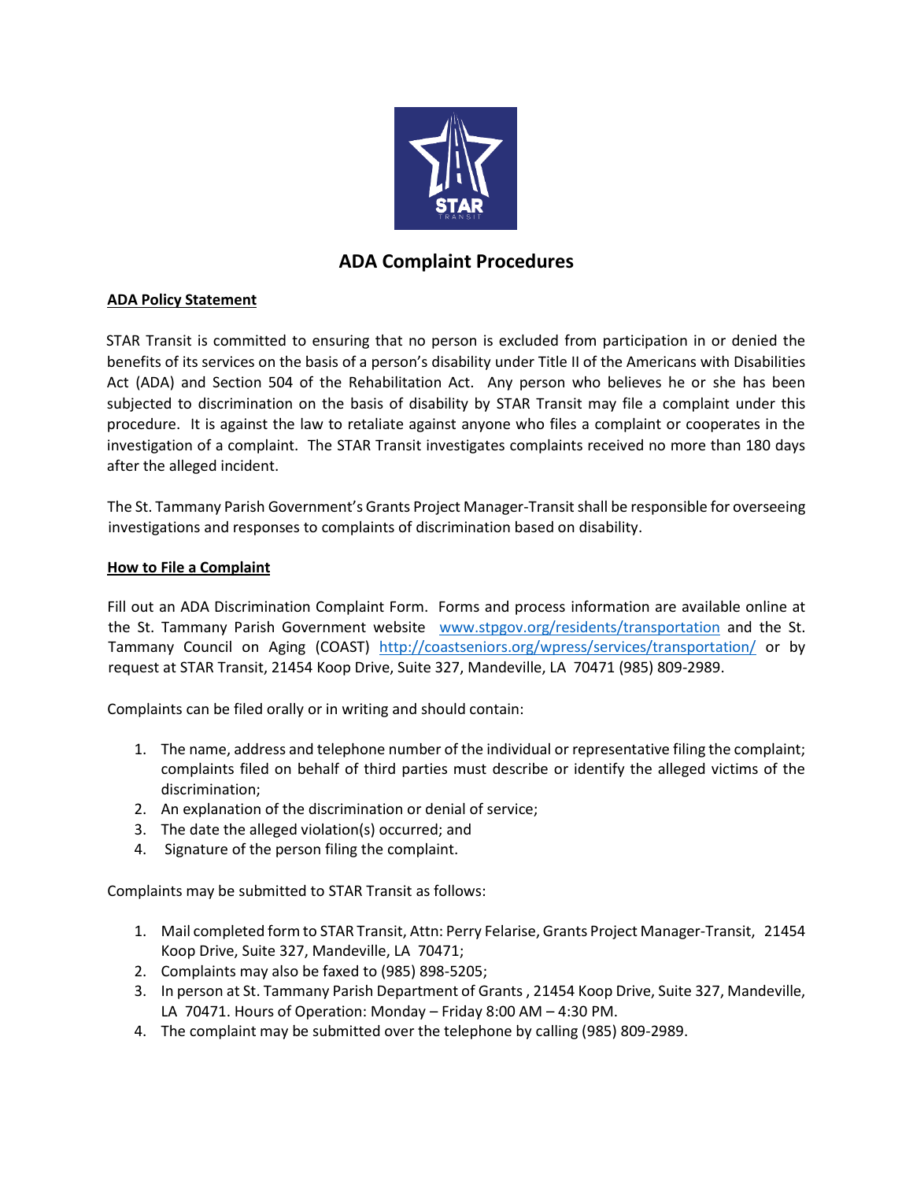# ADA Complaint Procedures

**ADA Policy Statement**

STAR Transit is committed to ensuring that no person is excluded from participation in or denied the benefits of its services on the basis of a person's disability under Title II of the Americans with Disabilities Act (ADA) and Section 504 of the Rehabilitation Act. Any person who believes he or she has been subjected to discrimination on the basis of disability by STAR Transit may file a complaint under this procedure. It is against the law to retaliate against anyone who files a complaint or cooperates in the investigation of a complaint. The STAR Transit investigates complaints received no more than 180 days after the alleged incident.

The St. Tammany Parish Government's Grants Project Manager-Transit shall be responsible for overseeing investigations and responses to complaints of discrimination based on disability.

**How to File a Complaint**

Fill out an ADA Discrimination Complaint Form. Forms and process information are available online at the St. Tammany Parish Government website www.stpgov.org/residents/transportation and the St. Tammany Council on Aging (COAST) http://coastseniors.org/wpress/services/transportation/ or by request at STAR Transit, 21454 Koop Drive, Suite 327, Mandeville, LA 70471 (985) 809-2989.

Complaints can be filed orally or in writing and should contain:

1. The name, address and telephone number of the individual or representative filing the complaint; complaints filed on behalf of third parties must describe or identify the alleged victims of the discrimination;
2. An explanation of the discrimination or denial of service;
3. The date the alleged violation(s) occurred; and
4. Signature of the person filing the complaint.

Complaints may be submitted to STAR Transit as follows:

1. Mail completed form to STAR Transit, Attn: Perry Felarise, Grants Project Manager-Transit, 21454 Koop Drive, Suite 327, Mandeville, LA 70471;
2. Complaints may also be faxed to (985) 898-5205;
3. In person at St. Tammany Parish Department of Grants , 21454 Koop Drive, Suite 327, Mandeville, LA 70471. Hours of Operation: Monday – Friday 8:00 AM – 4:30 PM.
4. The complaint may be submitted over the telephone by calling (985) 809-2989.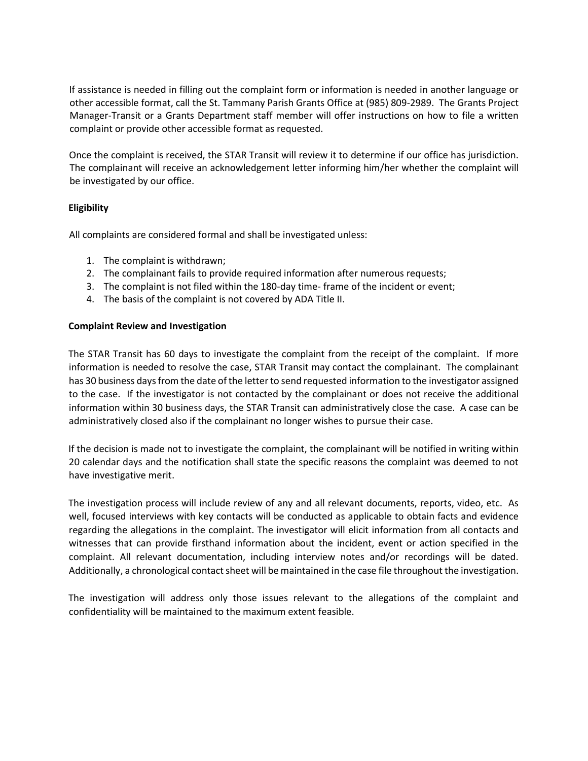If assistance is needed in filling out the complaint form or information is needed in another language or other accessible format, call the St. Tammany Parish Grants Office at (985) 809-2989. The Grants Project Manager-Transit or a Grants Department staff member will offer instructions on how to file a written complaint or provide other accessible format as requested.

Once the complaint is received, the STAR Transit will review it to determine if our office has jurisdiction. The complainant will receive an acknowledgement letter informing him/her whether the complaint will be investigated by our office.

**Eligibility**

All complaints are considered formal and shall be investigated unless:

1. The complaint is withdrawn;
2. The complainant fails to provide required information after numerous requests;
3. The complaint is not filed within the 180-day time- frame of the incident or event;
4. The basis of the complaint is not covered by ADA Title II.

**Complaint Review and Investigation**

The STAR Transit has 60 days to investigate the complaint from the receipt of the complaint. If more information is needed to resolve the case, STAR Transit may contact the complainant. The complainant has 30 business days from the date of the letter to send requested information to the investigator assigned to the case. If the investigator is not contacted by the complainant or does not receive the additional information within 30 business days, the STAR Transit can administratively close the case. A case can be administratively closed also if the complainant no longer wishes to pursue their case.

If the decision is made not to investigate the complaint, the complainant will be notified in writing within 20 calendar days and the notification shall state the specific reasons the complaint was deemed to not have investigative merit.

The investigation process will include review of any and all relevant documents, reports, video, etc. As well, focused interviews with key contacts will be conducted as applicable to obtain facts and evidence regarding the allegations in the complaint. The investigator will elicit information from all contacts and witnesses that can provide firsthand information about the incident, event or action specified in the complaint. All relevant documentation, including interview notes and/or recordings will be dated. Additionally, a chronological contact sheet will be maintained in the case file throughout the investigation.

The investigation will address only those issues relevant to the allegations of the complaint and confidentiality will be maintained to the maximum extent feasible.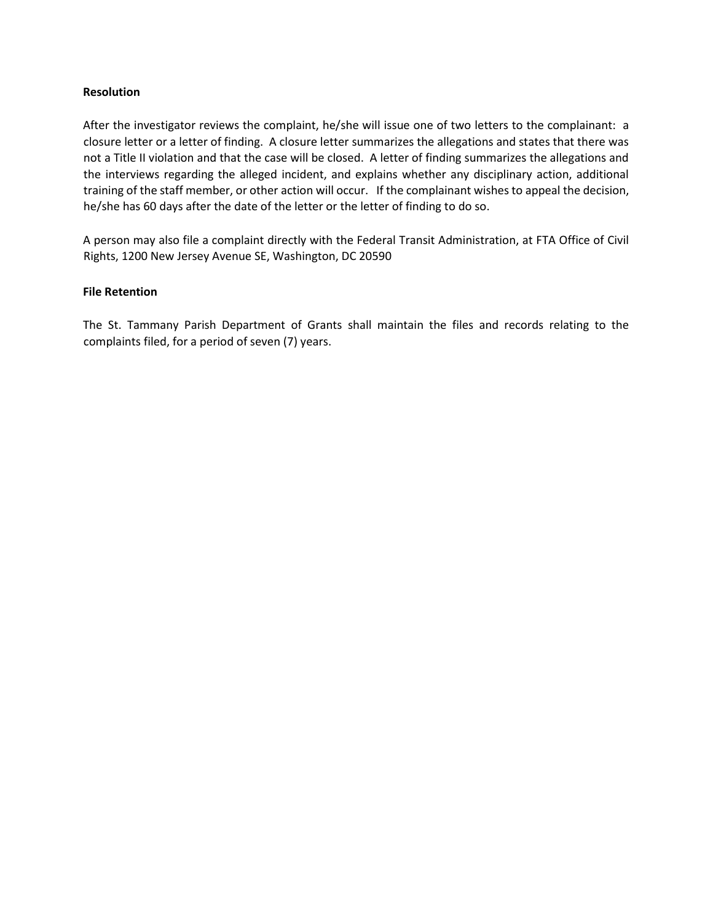**Resolution**

After the investigator reviews the complaint, he/she will issue one of two letters to the complainant: a closure letter or a letter of finding. A closure letter summarizes the allegations and states that there was not a Title II violation and that the case will be closed. A letter of finding summarizes the allegations and the interviews regarding the alleged incident, and explains whether any disciplinary action, additional training of the staff member, or other action will occur. If the complainant wishes to appeal the decision, he/she has 60 days after the date of the letter or the letter of finding to do so.

A person may also file a complaint directly with the Federal Transit Administration, at FTA Office of Civil Rights, 1200 New Jersey Avenue SE, Washington, DC 20590

**File Retention**

The St. Tammany Parish Department of Grants shall maintain the files and records relating to the complaints filed, for a period of seven (7) years.